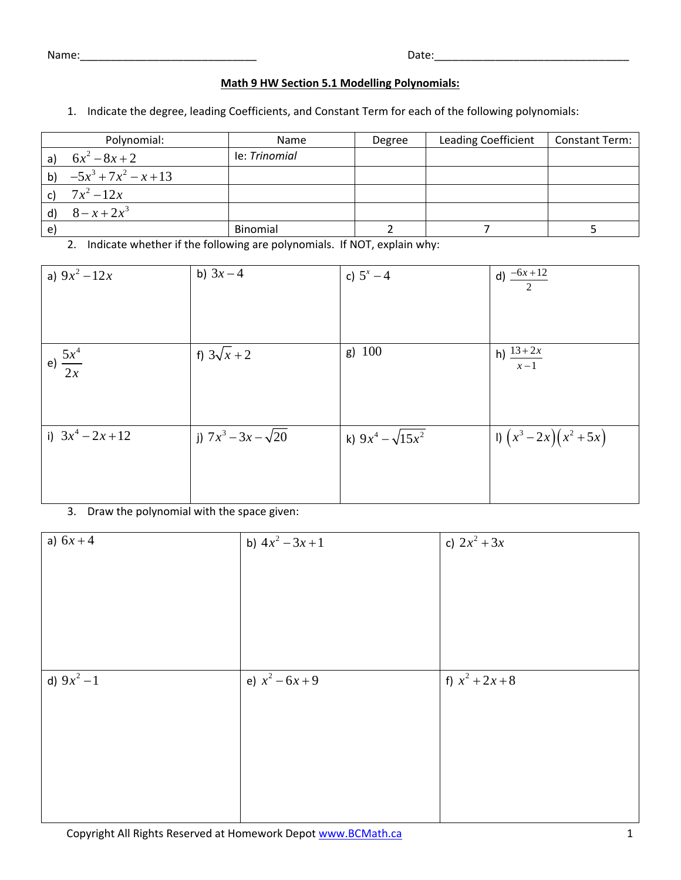Name:______________________________ Date:_________________________________

**Math 9 HW Section 5.1 Modelling Polynomials:**

1. Indicate the degree, leading Coefficients, and Constant Term for each of the following polynomials:

| Polynomial: | Name | Degree | Leading Coefficient | Constant Term: |
|---|---|---|---|---|
| a) $6x^2 - 8x + 2$ | Ie: *Trinomial* | | | |
| b) $-5x^3 + 7x^2 - x + 13$ | | | | |
| c) $7x^2 - 12x$ | | | | |
| d) $8 - x + 2x^3$ | | | | |
| e) | Binomial | 2 | 7 | 5 |

2. Indicate whether if the following are polynomials. If NOT, explain why:

| | | | |
|---|---|---|---|
| a) $9x^2 - 12x$ | b) $3x - 4$ | c) $5^x - 4$ | d) $\frac{-6x+12}{2}$ |
| e) $\frac{5x^4}{2x}$ | f) $3\sqrt{x} + 2$ | g) $100$ | h) $\frac{13+2x}{x-1}$ |
| i) $3x^4 - 2x + 12$ | j) $7x^3 - 3x - \sqrt{20}$ | k) $9x^4 - \sqrt{15x^2}$ | l) $\left(x^3 - 2x\right)\left(x^2 + 5x\right)$ |

3. Draw the polynomial with the space given:

| | | |
|---|---|---|
| a) $6x + 4$ | b) $4x^2 - 3x + 1$ | c) $2x^2 + 3x$ |
| d) $9x^2 - 1$ | e) $x^2 - 6x + 9$ | f) $x^2 + 2x + 8$ |

Copyright All Rights Reserved at Homework Depot www.BCMath.ca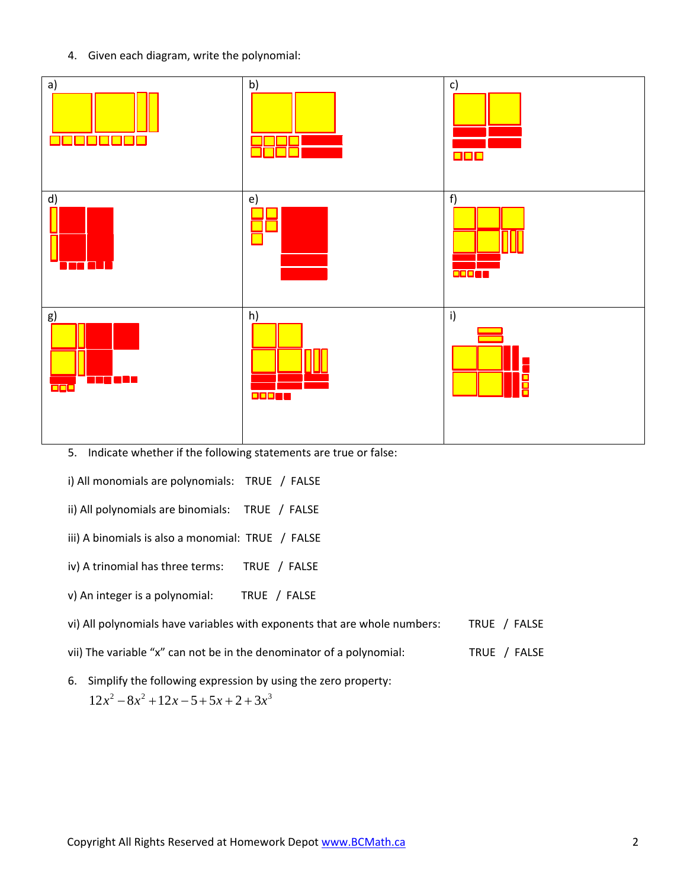4. Given each diagram, write the polynomial:

| | | |
|---|---|---|
| a) | b) | c) |
| d) | e) | f) |
| g) | h) | i) |

5. Indicate whether if the following statements are true or false:

i) All monomials are polynomials: TRUE / FALSE

ii) All polynomials are binomials: TRUE / FALSE

iii) A binomials is also a monomial: TRUE / FALSE

iv) A trinomial has three terms: TRUE / FALSE

v) An integer is a polynomial: TRUE / FALSE

vi) All polynomials have variables with exponents that are whole numbers: TRUE / FALSE

vii) The variable “x” can not be in the denominator of a polynomial: TRUE / FALSE

6. Simplify the following expression by using the zero property:

$12x^2 - 8x^2 + 12x - 5 + 5x + 2 + 3x^3$

Copyright All Rights Reserved at Homework Depot www.BCMath.ca